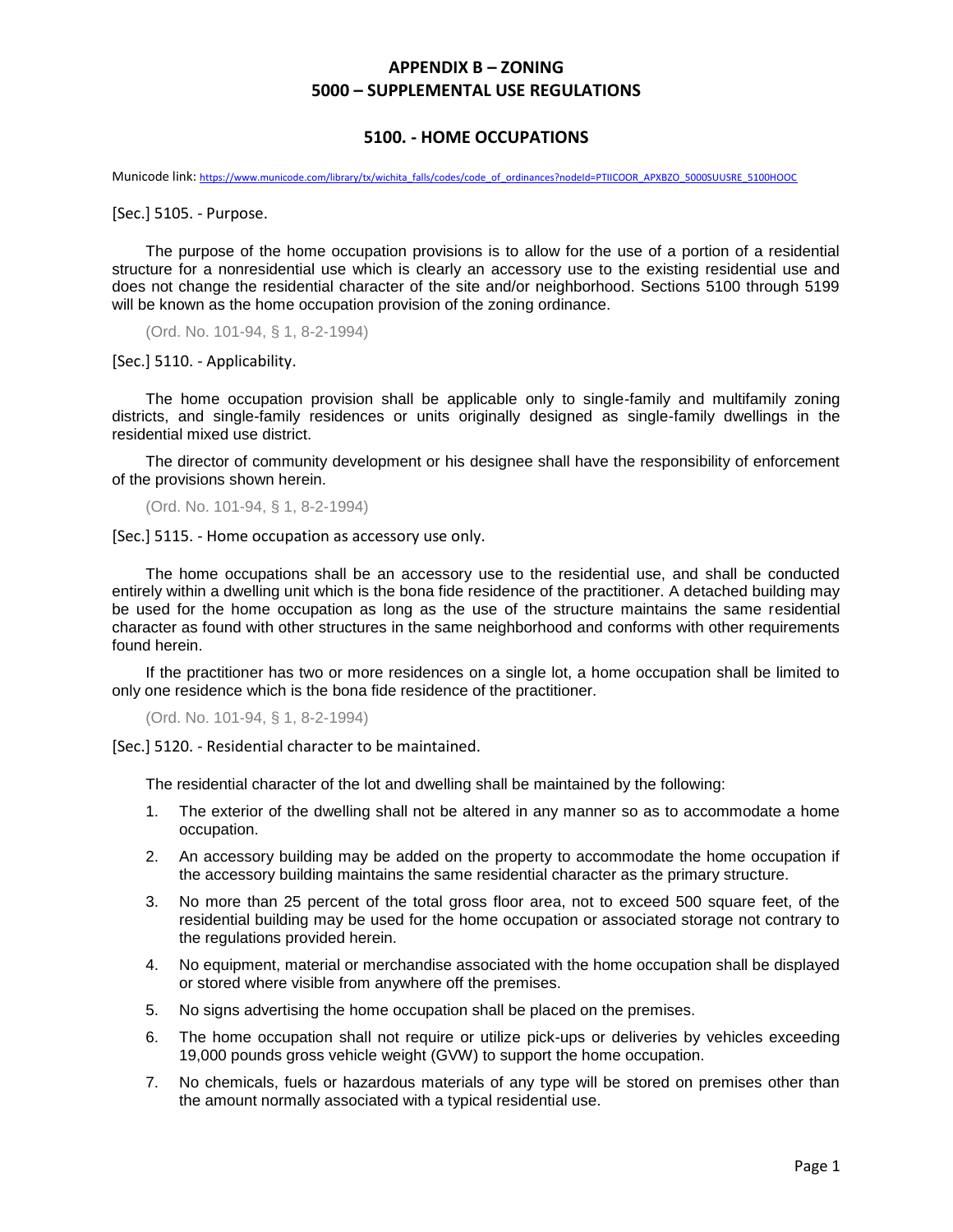# APPENDIX B – ZONING

# 5000 – SUPPLEMENTAL USE REGULATIONS

## 5100. - HOME OCCUPATIONS

Municode link: https://www.municode.com/library/tx/wichita_falls/codes/code_of_ordinances?nodeId=PTIICOOR_APXBZO_5000SUUSRE_5100HOOC

### [Sec.] 5105. - Purpose.

The purpose of the home occupation provisions is to allow for the use of a portion of a residential structure for a nonresidential use which is clearly an accessory use to the existing residential use and does not change the residential character of the site and/or neighborhood. Sections 5100 through 5199 will be known as the home occupation provision of the zoning ordinance.

(Ord. No. 101-94, § 1, 8-2-1994)

### [Sec.] 5110. - Applicability.

The home occupation provision shall be applicable only to single-family and multifamily zoning districts, and single-family residences or units originally designed as single-family dwellings in the residential mixed use district.

The director of community development or his designee shall have the responsibility of enforcement of the provisions shown herein.

(Ord. No. 101-94, § 1, 8-2-1994)

### [Sec.] 5115. - Home occupation as accessory use only.

The home occupations shall be an accessory use to the residential use, and shall be conducted entirely within a dwelling unit which is the bona fide residence of the practitioner. A detached building may be used for the home occupation as long as the use of the structure maintains the same residential character as found with other structures in the same neighborhood and conforms with other requirements found herein.

If the practitioner has two or more residences on a single lot, a home occupation shall be limited to only one residence which is the bona fide residence of the practitioner.

(Ord. No. 101-94, § 1, 8-2-1994)

### [Sec.] 5120. - Residential character to be maintained.

The residential character of the lot and dwelling shall be maintained by the following:

1. The exterior of the dwelling shall not be altered in any manner so as to accommodate a home occupation.
2. An accessory building may be added on the property to accommodate the home occupation if the accessory building maintains the same residential character as the primary structure.
3. No more than 25 percent of the total gross floor area, not to exceed 500 square feet, of the residential building may be used for the home occupation or associated storage not contrary to the regulations provided herein.
4. No equipment, material or merchandise associated with the home occupation shall be displayed or stored where visible from anywhere off the premises.
5. No signs advertising the home occupation shall be placed on the premises.
6. The home occupation shall not require or utilize pick-ups or deliveries by vehicles exceeding 19,000 pounds gross vehicle weight (GVW) to support the home occupation.
7. No chemicals, fuels or hazardous materials of any type will be stored on premises other than the amount normally associated with a typical residential use.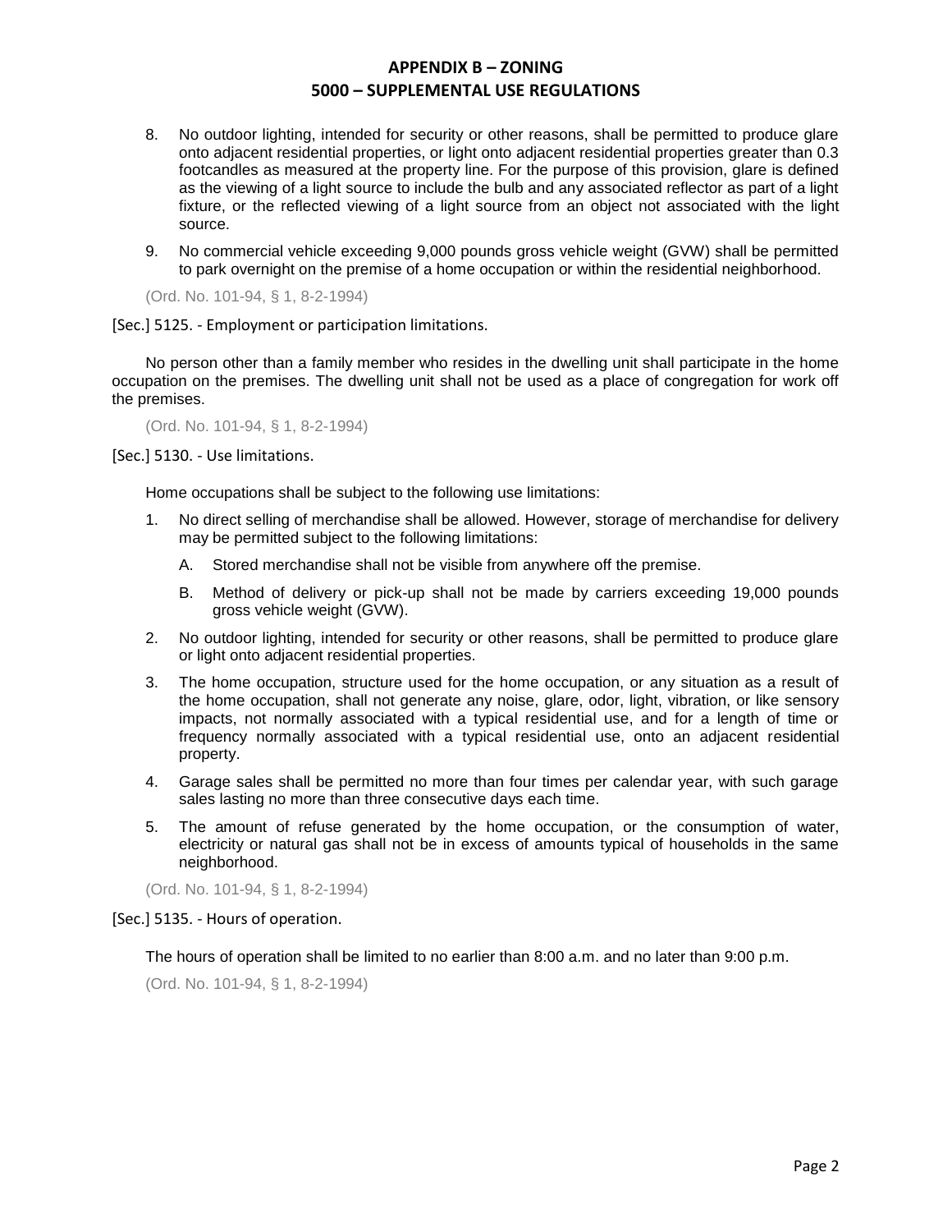8. No outdoor lighting, intended for security or other reasons, shall be permitted to produce glare onto adjacent residential properties, or light onto adjacent residential properties greater than 0.3 footcandles as measured at the property line. For the purpose of this provision, glare is defined as the viewing of a light source to include the bulb and any associated reflector as part of a light fixture, or the reflected viewing of a light source from an object not associated with the light source.
9. No commercial vehicle exceeding 9,000 pounds gross vehicle weight (GVW) shall be permitted to park overnight on the premise of a home occupation or within the residential neighborhood.

(Ord. No. 101-94, § 1, 8-2-1994)

[Sec.] 5125. - Employment or participation limitations.

No person other than a family member who resides in the dwelling unit shall participate in the home occupation on the premises. The dwelling unit shall not be used as a place of congregation for work off the premises.

(Ord. No. 101-94, § 1, 8-2-1994)

[Sec.] 5130. - Use limitations.

Home occupations shall be subject to the following use limitations:

1. No direct selling of merchandise shall be allowed. However, storage of merchandise for delivery may be permitted subject to the following limitations:
   - A. Stored merchandise shall not be visible from anywhere off the premise.
   - B. Method of delivery or pick-up shall not be made by carriers exceeding 19,000 pounds gross vehicle weight (GVW).
2. No outdoor lighting, intended for security or other reasons, shall be permitted to produce glare or light onto adjacent residential properties.
3. The home occupation, structure used for the home occupation, or any situation as a result of the home occupation, shall not generate any noise, glare, odor, light, vibration, or like sensory impacts, not normally associated with a typical residential use, and for a length of time or frequency normally associated with a typical residential use, onto an adjacent residential property.
4. Garage sales shall be permitted no more than four times per calendar year, with such garage sales lasting no more than three consecutive days each time.
5. The amount of refuse generated by the home occupation, or the consumption of water, electricity or natural gas shall not be in excess of amounts typical of households in the same neighborhood.

(Ord. No. 101-94, § 1, 8-2-1994)

[Sec.] 5135. - Hours of operation.

The hours of operation shall be limited to no earlier than 8:00 a.m. and no later than 9:00 p.m.

(Ord. No. 101-94, § 1, 8-2-1994)